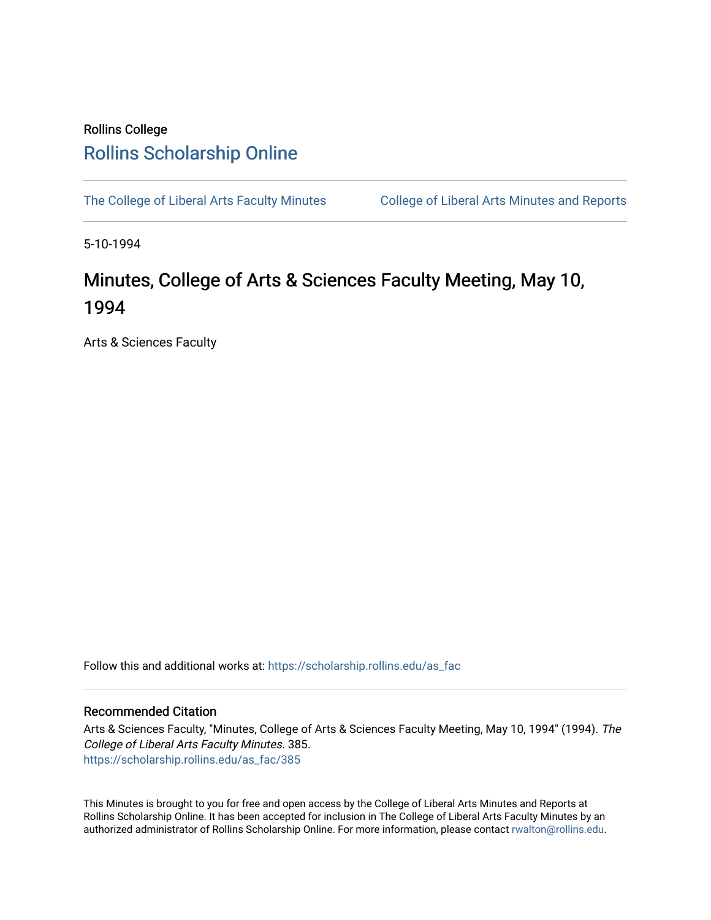Rollins College

# Rollins Scholarship Online

The College of Liberal Arts Faculty Minutes

College of Liberal Arts Minutes and Reports

5-10-1994

# Minutes, College of Arts & Sciences Faculty Meeting, May 10, 1994

Arts & Sciences Faculty

Follow this and additional works at: https://scholarship.rollins.edu/as_fac

## Recommended Citation

Arts & Sciences Faculty, "Minutes, College of Arts & Sciences Faculty Meeting, May 10, 1994" (1994). *The College of Liberal Arts Faculty Minutes*. 385.
https://scholarship.rollins.edu/as_fac/385

This Minutes is brought to you for free and open access by the College of Liberal Arts Minutes and Reports at Rollins Scholarship Online. It has been accepted for inclusion in The College of Liberal Arts Faculty Minutes by an authorized administrator of Rollins Scholarship Online. For more information, please contact rwalton@rollins.edu.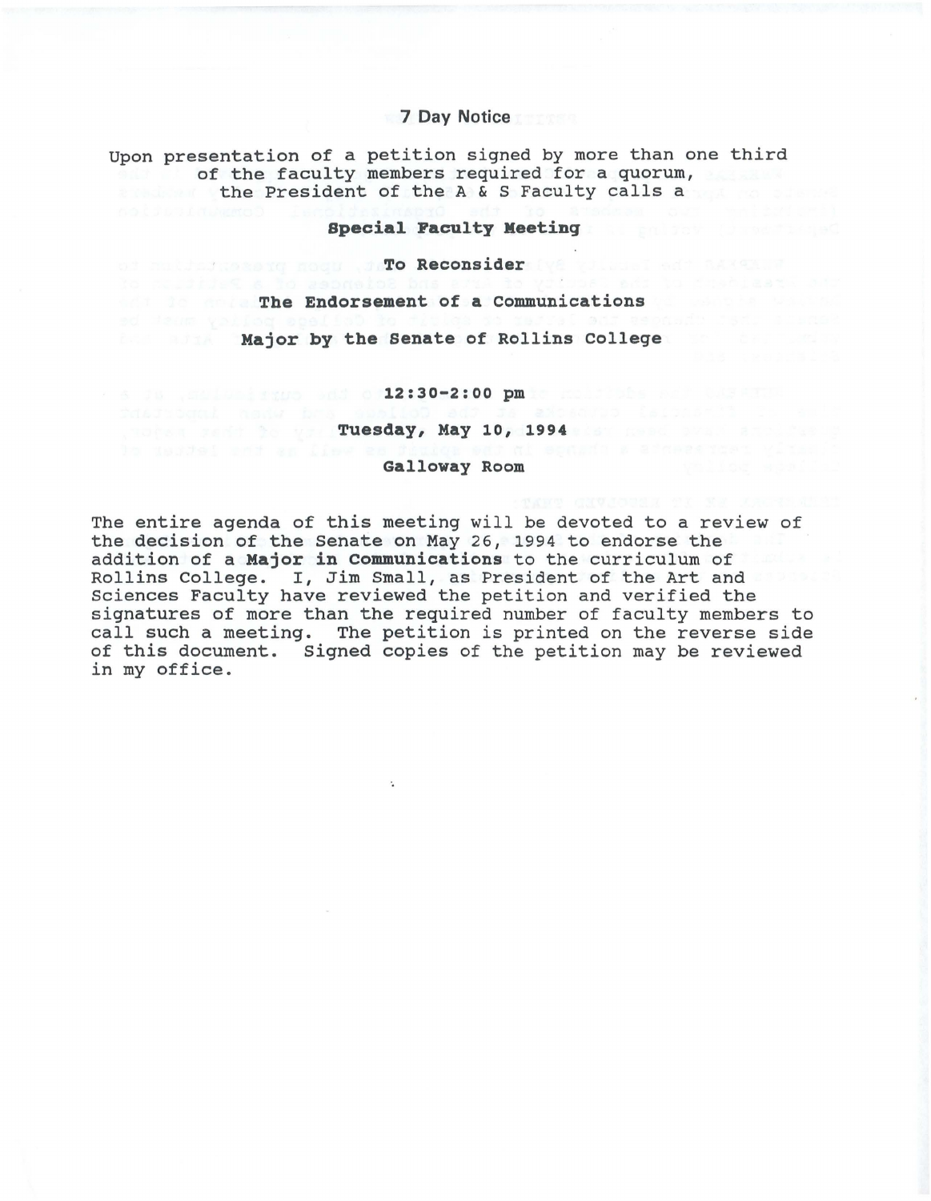7 Day Notice

Upon presentation of a petition signed by more than one third of the faculty members required for a quorum, the President of the A & S Faculty calls a

**Special Faculty Meeting**

**To Reconsider**

**The Endorsement of a Communications**

**Major by the Senate of Rollins College**

**12:30-2:00 pm**

**Tuesday, May 10, 1994**

**Galloway Room**

The entire agenda of this meeting will be devoted to a review of the decision of the Senate on May 26, 1994 to endorse the addition of a **Major in Communications** to the curriculum of Rollins College. I, Jim Small, as President of the Art and Sciences Faculty have reviewed the petition and verified the signatures of more than the required number of faculty members to call such a meeting. The petition is printed on the reverse side of this document. Signed copies of the petition may be reviewed in my office.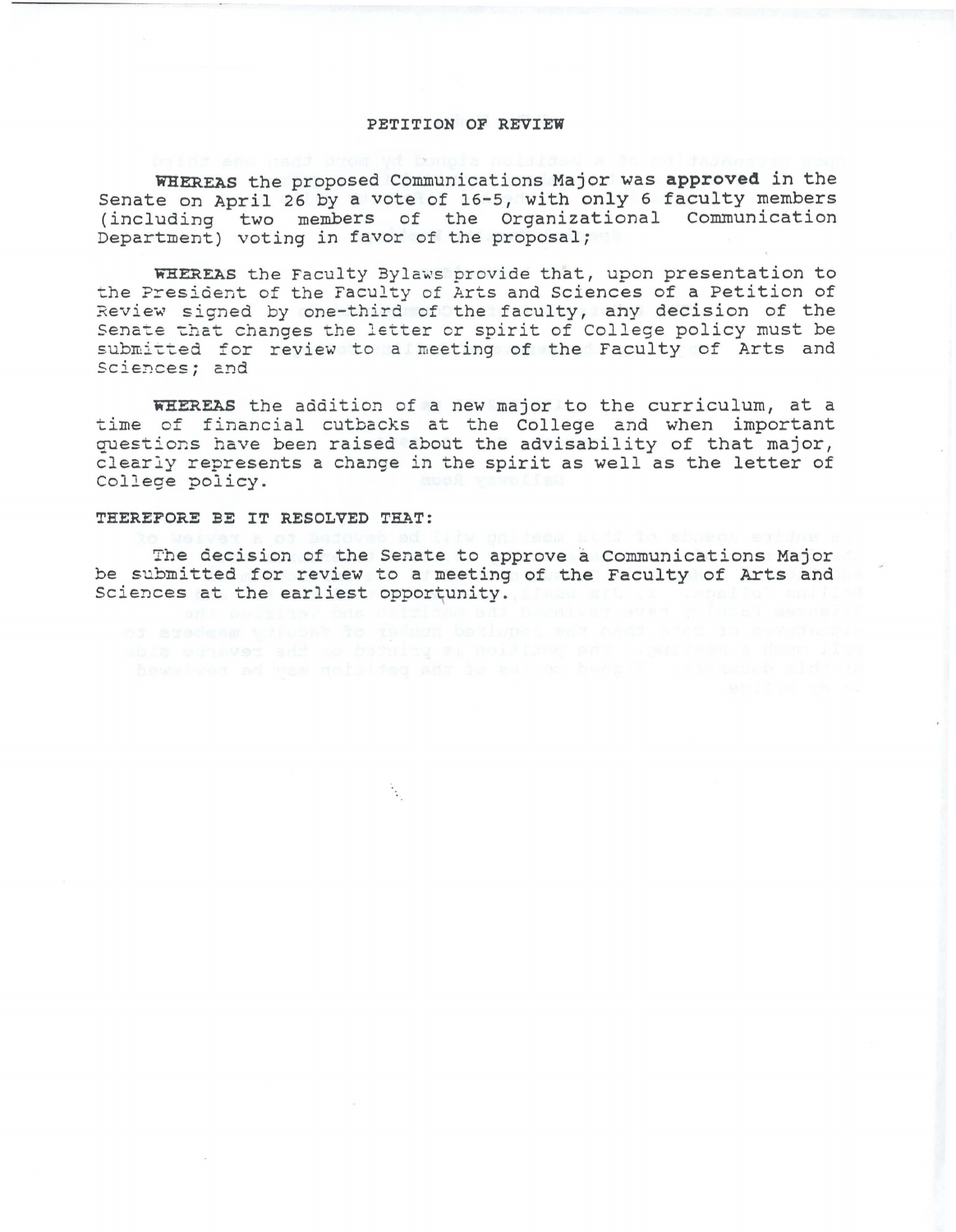## PETITION OF REVIEW

**WHEREAS** the proposed Communications Major was **approved** in the Senate on April 26 by a vote of 16-5, with only 6 faculty members (including two members of the Organizational Communication Department) voting in favor of the proposal;

**WHEREAS** the Faculty Bylaws provide that, upon presentation to the President of the Faculty of Arts and Sciences of a Petition of Review signed by one-third of the faculty, any decision of the Senate that changes the letter or spirit of College policy must be submitted for review to a meeting of the Faculty of Arts and Sciences; and

**WHEREAS** the addition of a new major to the curriculum, at a time of financial cutbacks at the College and when important questions have been raised about the advisability of that major, clearly represents a change in the spirit as well as the letter of College policy.

**THEREFORE BE IT RESOLVED THAT:**

The decision of the Senate to approve a Communications Major be submitted for review to a meeting of the Faculty of Arts and Sciences at the earliest opportunity.